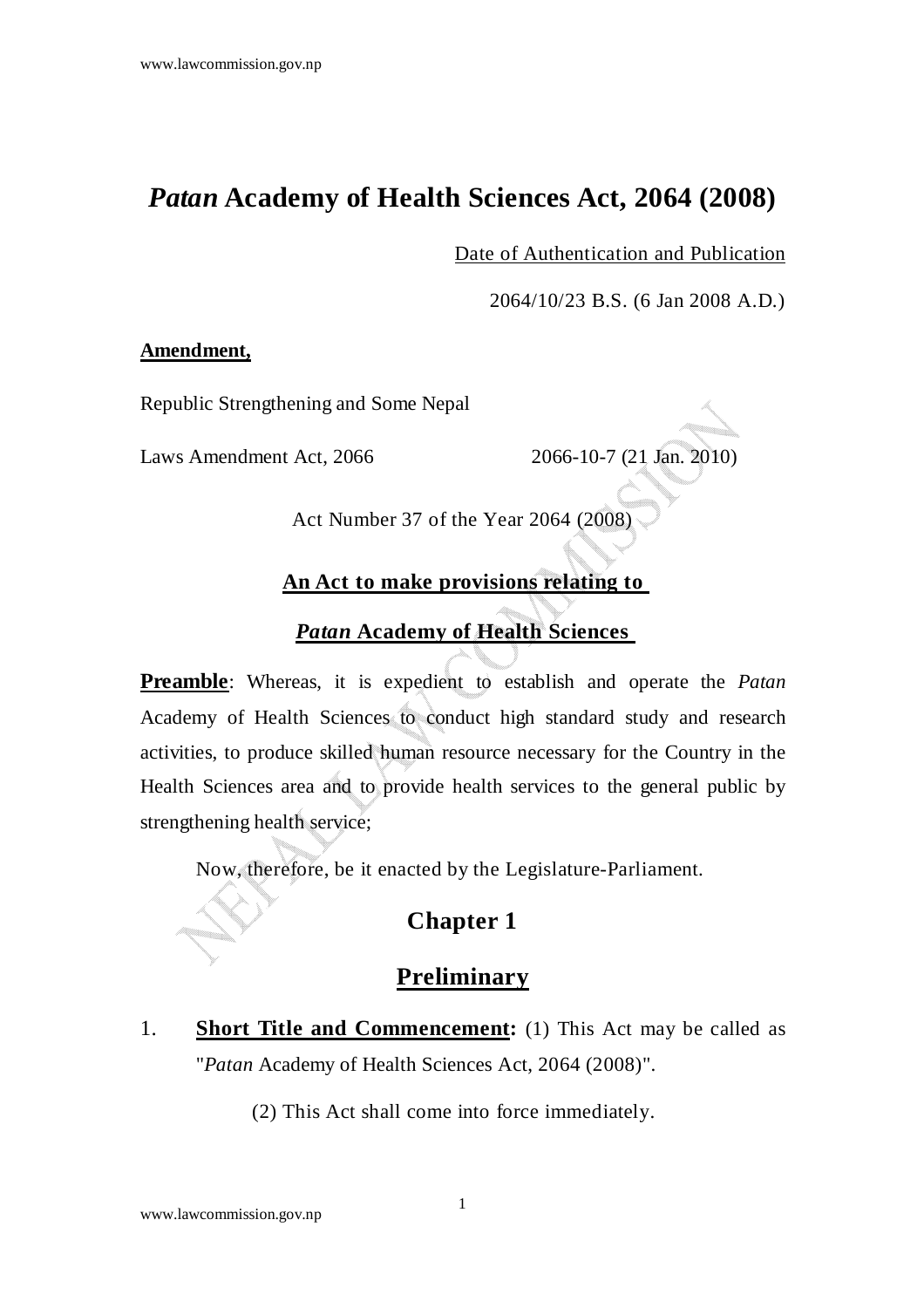# *Patan* Academy of Health Sciences Act, 2064 (2008)

Date of Authentication and Publication

2064/10/23 B.S. (6 Jan 2008 A.D.)

**Amendment,**

Republic Strengthening and Some Nepal

Laws Amendment Act, 2066 2066-10-7 (21 Jan. 2010)

Act Number 37 of the Year 2064 (2008)

## An Act to make provisions relating to *Patan* Academy of Health Sciences

**Preamble**: Whereas, it is expedient to establish and operate the *Patan* Academy of Health Sciences to conduct high standard study and research activities, to produce skilled human resource necessary for the Country in the Health Sciences area and to provide health services to the general public by strengthening health service;

Now, therefore, be it enacted by the Legislature-Parliament.

## Chapter 1

## Preliminary

1. **Short Title and Commencement:** (1) This Act may be called as "*Patan* Academy of Health Sciences Act, 2064 (2008)".

   (2) This Act shall come into force immediately.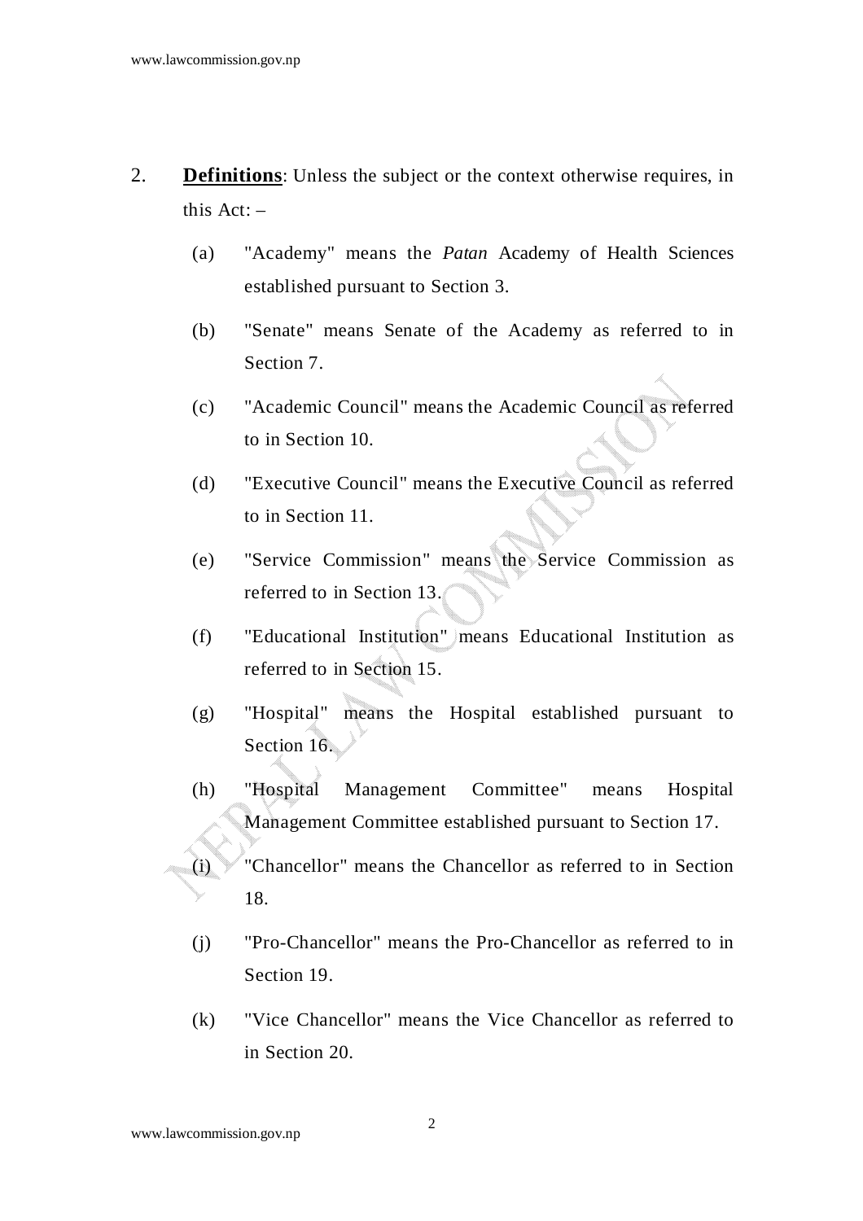2. **Definitions**: Unless the subject or the context otherwise requires, in this Act: –

   (a) "Academy" means the *Patan* Academy of Health Sciences established pursuant to Section 3.

   (b) "Senate" means Senate of the Academy as referred to in Section 7.

   (c) "Academic Council" means the Academic Council as referred to in Section 10.

   (d) "Executive Council" means the Executive Council as referred to in Section 11.

   (e) "Service Commission" means the Service Commission as referred to in Section 13.

   (f) "Educational Institution" means Educational Institution as referred to in Section 15.

   (g) "Hospital" means the Hospital established pursuant to Section 16.

   (h) "Hospital Management Committee" means Hospital Management Committee established pursuant to Section 17.

   (i) "Chancellor" means the Chancellor as referred to in Section 18.

   (j) "Pro-Chancellor" means the Pro-Chancellor as referred to in Section 19.

   (k) "Vice Chancellor" means the Vice Chancellor as referred to in Section 20.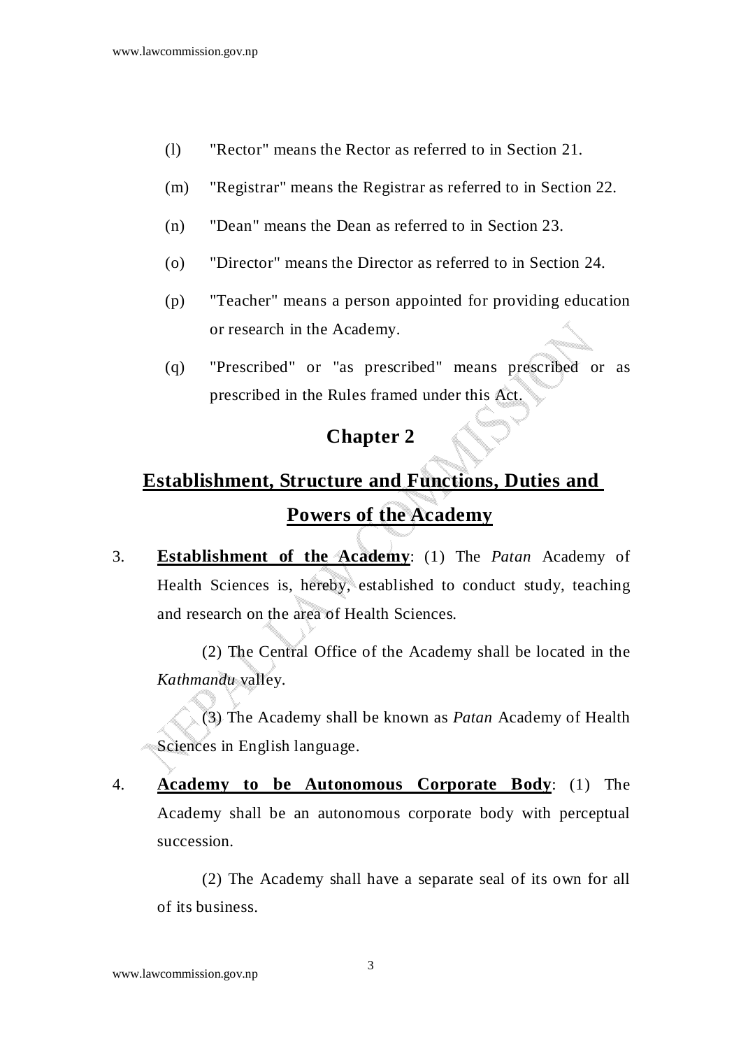(l) "Rector" means the Rector as referred to in Section 21.

(m) "Registrar" means the Registrar as referred to in Section 22.

(n) "Dean" means the Dean as referred to in Section 23.

(o) "Director" means the Director as referred to in Section 24.

(p) "Teacher" means a person appointed for providing education or research in the Academy.

(q) "Prescribed" or "as prescribed" means prescribed or as prescribed in the Rules framed under this Act.

## Chapter 2

## Establishment, Structure and Functions, Duties and Powers of the Academy

3. **Establishment of the Academy**: (1) The *Patan* Academy of Health Sciences is, hereby, established to conduct study, teaching and research on the area of Health Sciences.

(2) The Central Office of the Academy shall be located in the *Kathmandu* valley.

(3) The Academy shall be known as *Patan* Academy of Health Sciences in English language.

4. **Academy to be Autonomous Corporate Body**: (1) The Academy shall be an autonomous corporate body with perceptual succession.

(2) The Academy shall have a separate seal of its own for all of its business.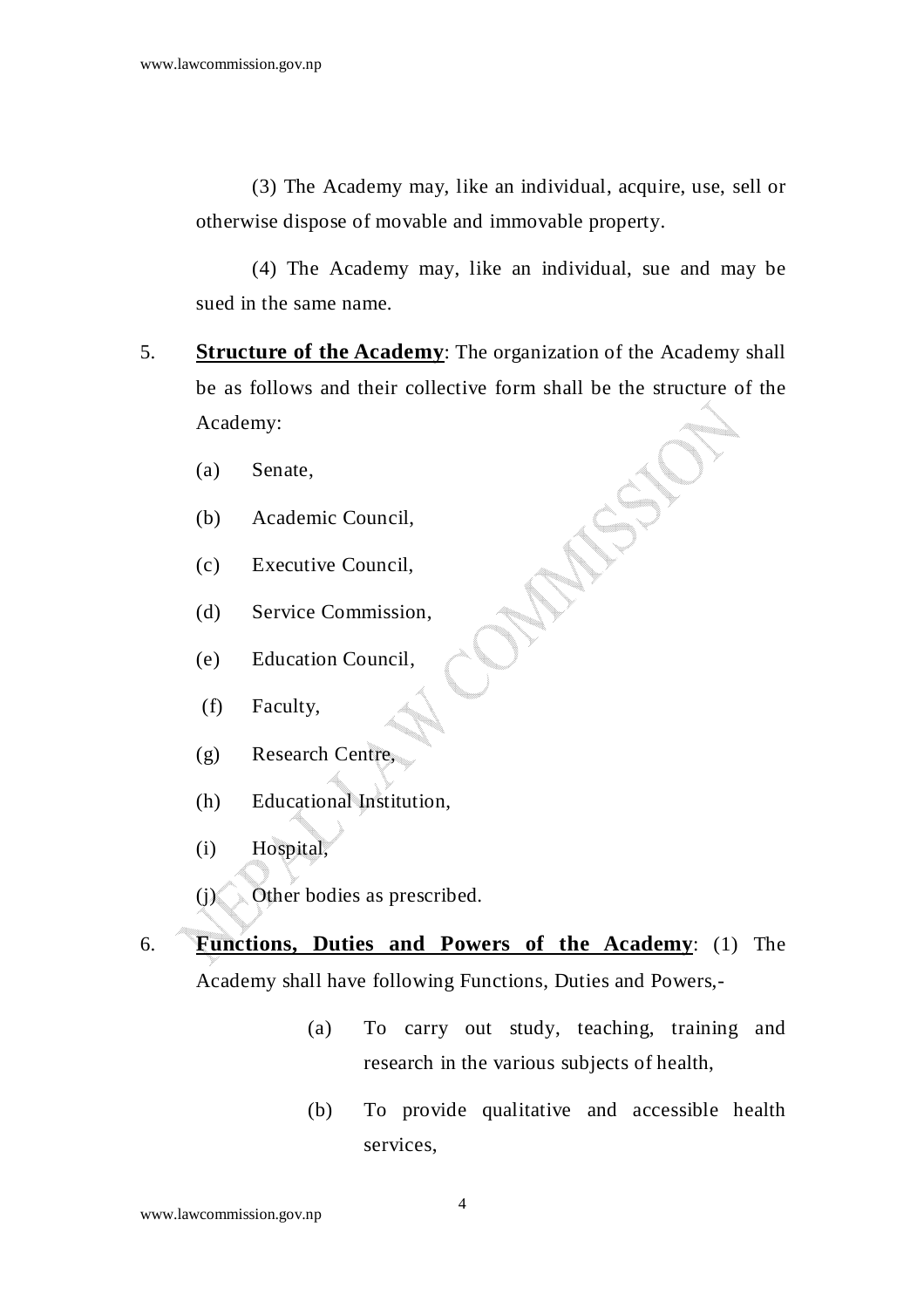(3) The Academy may, like an individual, acquire, use, sell or otherwise dispose of movable and immovable property.

(4) The Academy may, like an individual, sue and may be sued in the same name.

5. **Structure of the Academy**: The organization of the Academy shall be as follows and their collective form shall be the structure of the Academy:

   (a) Senate,

   (b) Academic Council,

   (c) Executive Council,

   (d) Service Commission,

   (e) Education Council,

   (f) Faculty,

   (g) Research Centre,

   (h) Educational Institution,

   (i) Hospital,

   (j) Other bodies as prescribed.

6. **Functions, Duties and Powers of the Academy**: (1) The Academy shall have following Functions, Duties and Powers,-

   (a) To carry out study, teaching, training and research in the various subjects of health,

   (b) To provide qualitative and accessible health services,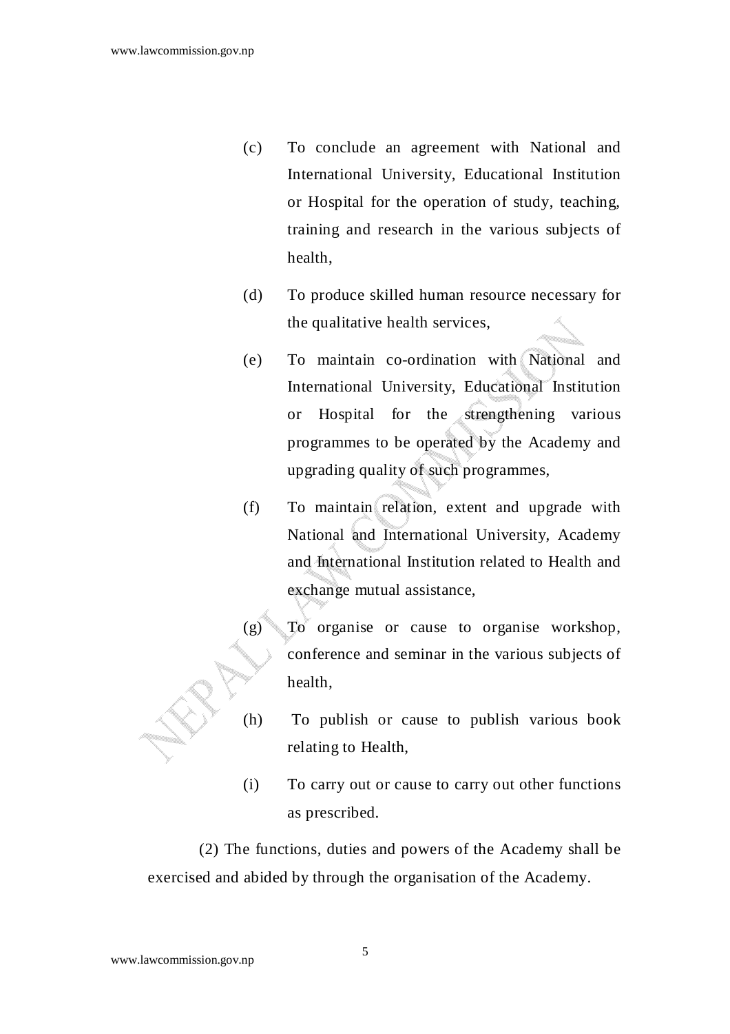(c) To conclude an agreement with National and International University, Educational Institution or Hospital for the operation of study, teaching, training and research in the various subjects of health,

(d) To produce skilled human resource necessary for the qualitative health services,

(e) To maintain co-ordination with National and International University, Educational Institution or Hospital for the strengthening various programmes to be operated by the Academy and upgrading quality of such programmes,

(f) To maintain relation, extent and upgrade with National and International University, Academy and International Institution related to Health and exchange mutual assistance,

(g) To organise or cause to organise workshop, conference and seminar in the various subjects of health,

(h) To publish or cause to publish various book relating to Health,

(i) To carry out or cause to carry out other functions as prescribed.

(2) The functions, duties and powers of the Academy shall be exercised and abided by through the organisation of the Academy.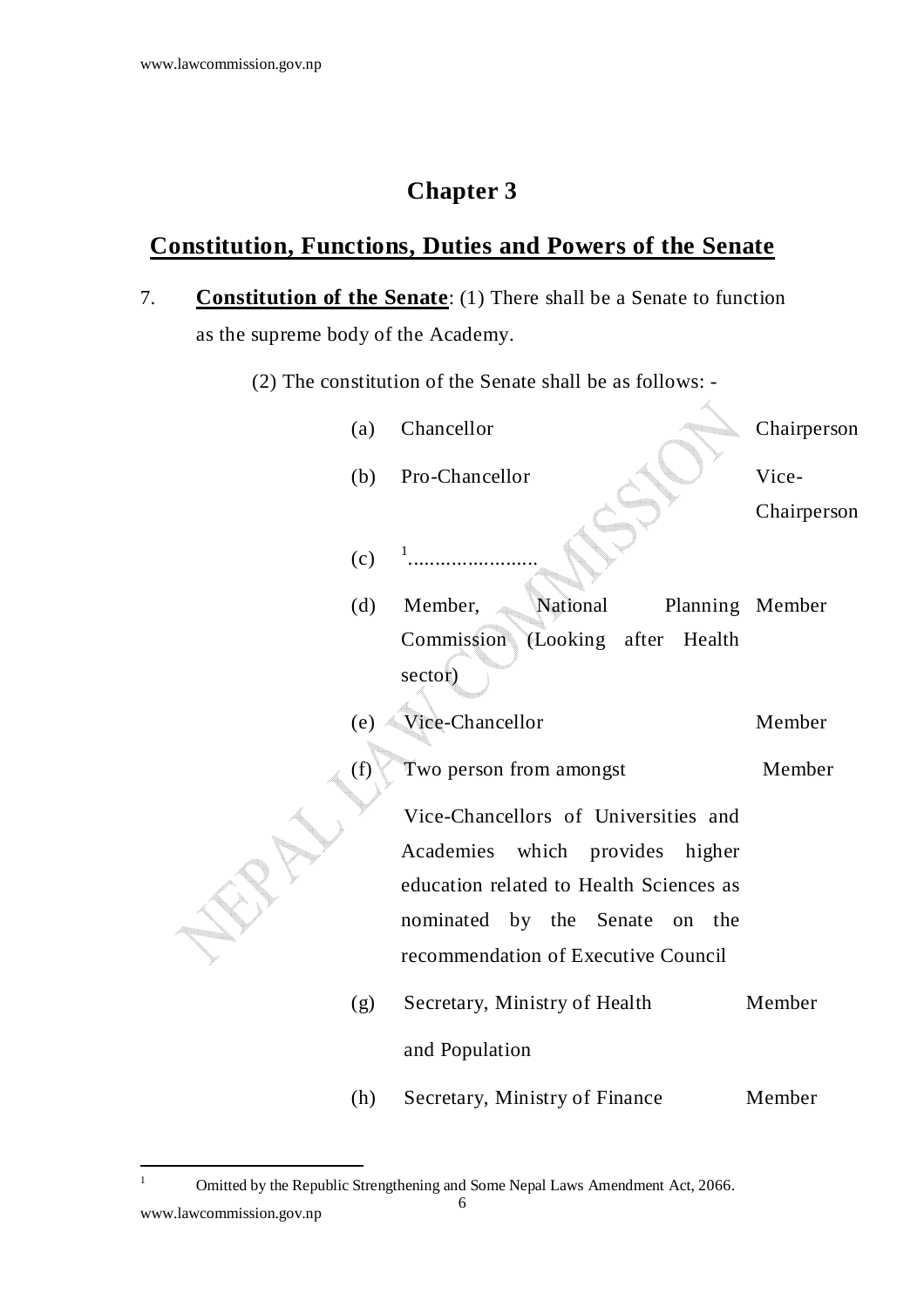# Chapter 3

## Constitution, Functions, Duties and Powers of the Senate

7. **Constitution of the Senate**: (1) There shall be a Senate to function as the supreme body of the Academy.

    (2) The constitution of the Senate shall be as follows: -

| | | |
|---|---|---|
| (a) | Chancellor | Chairperson |
| (b) | Pro-Chancellor | Vice-Chairperson |
| (c) | [1]........................ | |
| (d) | Member, National Planning Commission (Looking after Health sector) | Member |
| (e) | Vice-Chancellor | Member |
| (f) | Two person from amongst Vice-Chancellors of Universities and Academies which provides higher education related to Health Sciences as nominated by the Senate on the recommendation of Executive Council | Member |
| (g) | Secretary, Ministry of Health and Population | Member |
| (h) | Secretary, Ministry of Finance | Member |

---

[1] Omitted by the Republic Strengthening and Some Nepal Laws Amendment Act, 2066.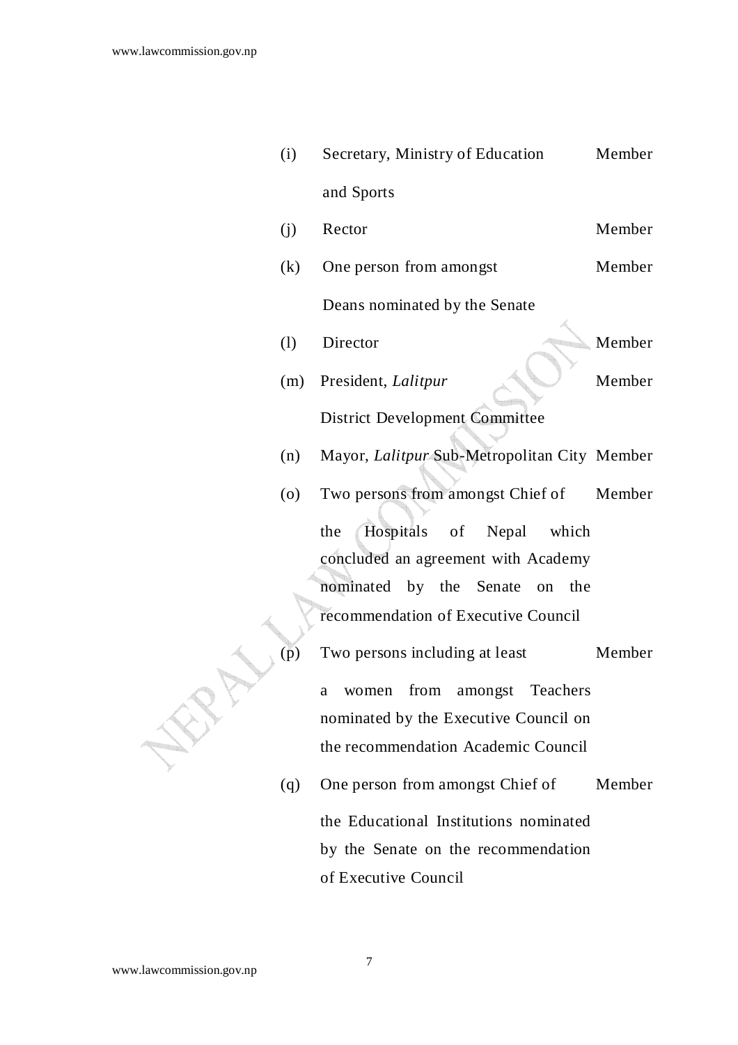(i) Secretary, Ministry of Education and Sports — Member

(j) Rector — Member

(k) One person from amongst Deans nominated by the Senate — Member

(l) Director — Member

(m) President, *Lalitpur* District Development Committee — Member

(n) Mayor, *Lalitpur* Sub-Metropolitan City — Member

(o) Two persons from amongst Chief of the Hospitals of Nepal which concluded an agreement with Academy nominated by the Senate on the recommendation of Executive Council — Member

(p) Two persons including at least a women from amongst Teachers nominated by the Executive Council on the recommendation Academic Council — Member

(q) One person from amongst Chief of the Educational Institutions nominated by the Senate on the recommendation of Executive Council — Member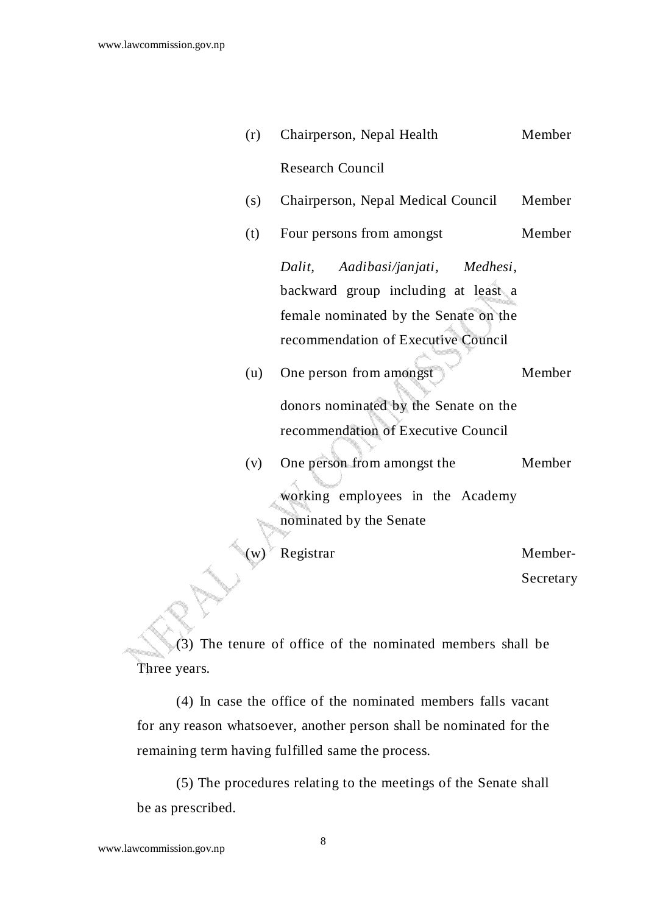(r) Chairperson, Nepal Health Research Council — Member

(s) Chairperson, Nepal Medical Council — Member

(t) Four persons from amongst *Dalit, Aadibasi/janjati, Medhesi*, backward group including at least a female nominated by the Senate on the recommendation of Executive Council — Member

(u) One person from amongst donors nominated by the Senate on the recommendation of Executive Council — Member

(v) One person from amongst the working employees in the Academy nominated by the Senate — Member

(w) Registrar — Member-Secretary

(3) The tenure of office of the nominated members shall be Three years.

(4) In case the office of the nominated members falls vacant for any reason whatsoever, another person shall be nominated for the remaining term having fulfilled same the process.

(5) The procedures relating to the meetings of the Senate shall be as prescribed.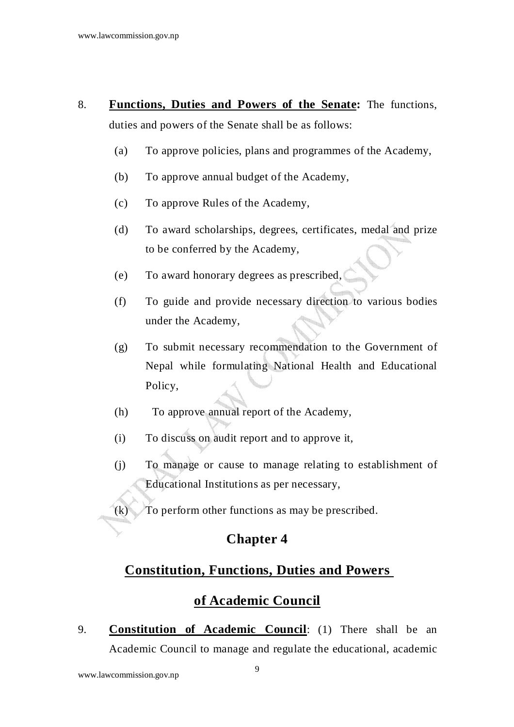8. **Functions, Duties and Powers of the Senate:** The functions, duties and powers of the Senate shall be as follows:

   (a) To approve policies, plans and programmes of the Academy,

   (b) To approve annual budget of the Academy,

   (c) To approve Rules of the Academy,

   (d) To award scholarships, degrees, certificates, medal and prize to be conferred by the Academy,

   (e) To award honorary degrees as prescribed,

   (f) To guide and provide necessary direction to various bodies under the Academy,

   (g) To submit necessary recommendation to the Government of Nepal while formulating National Health and Educational Policy,

   (h) To approve annual report of the Academy,

   (i) To discuss on audit report and to approve it,

   (j) To manage or cause to manage relating to establishment of Educational Institutions as per necessary,

   (k) To perform other functions as may be prescribed.

## Chapter 4

## Constitution, Functions, Duties and Powers of Academic Council

9. **Constitution of Academic Council**: (1) There shall be an Academic Council to manage and regulate the educational, academic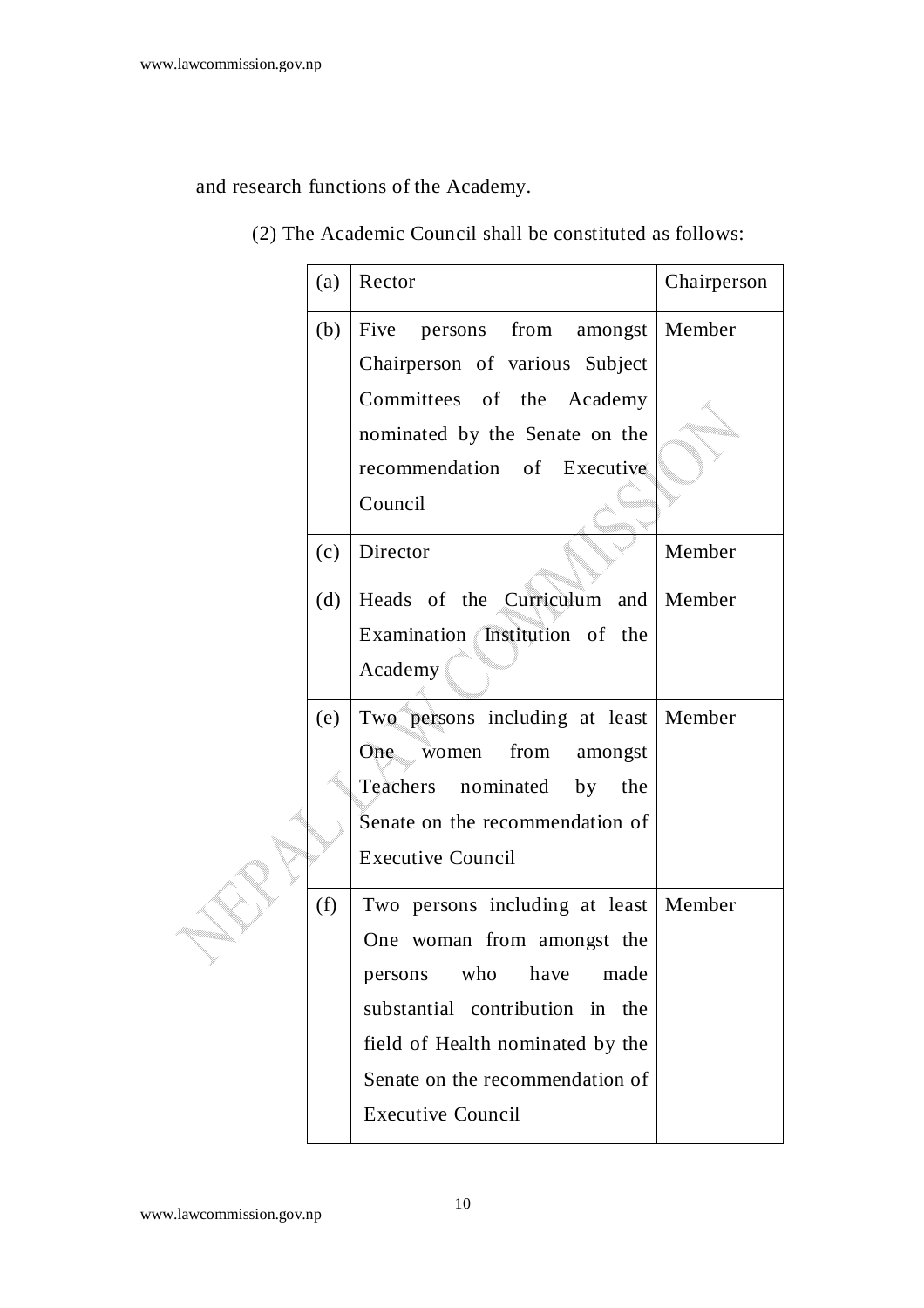and research functions of the Academy.

(2) The Academic Council shall be constituted as follows:

| | | |
|---|---|---|
| (a) | Rector | Chairperson |
| (b) | Five persons from amongst Chairperson of various Subject Committees of the Academy nominated by the Senate on the recommendation of Executive Council | Member |
| (c) | Director | Member |
| (d) | Heads of the Curriculum and Examination Institution of the Academy | Member |
| (e) | Two persons including at least One women from amongst Teachers nominated by the Senate on the recommendation of Executive Council | Member |
| (f) | Two persons including at least One woman from amongst the persons who have made substantial contribution in the field of Health nominated by the Senate on the recommendation of Executive Council | Member |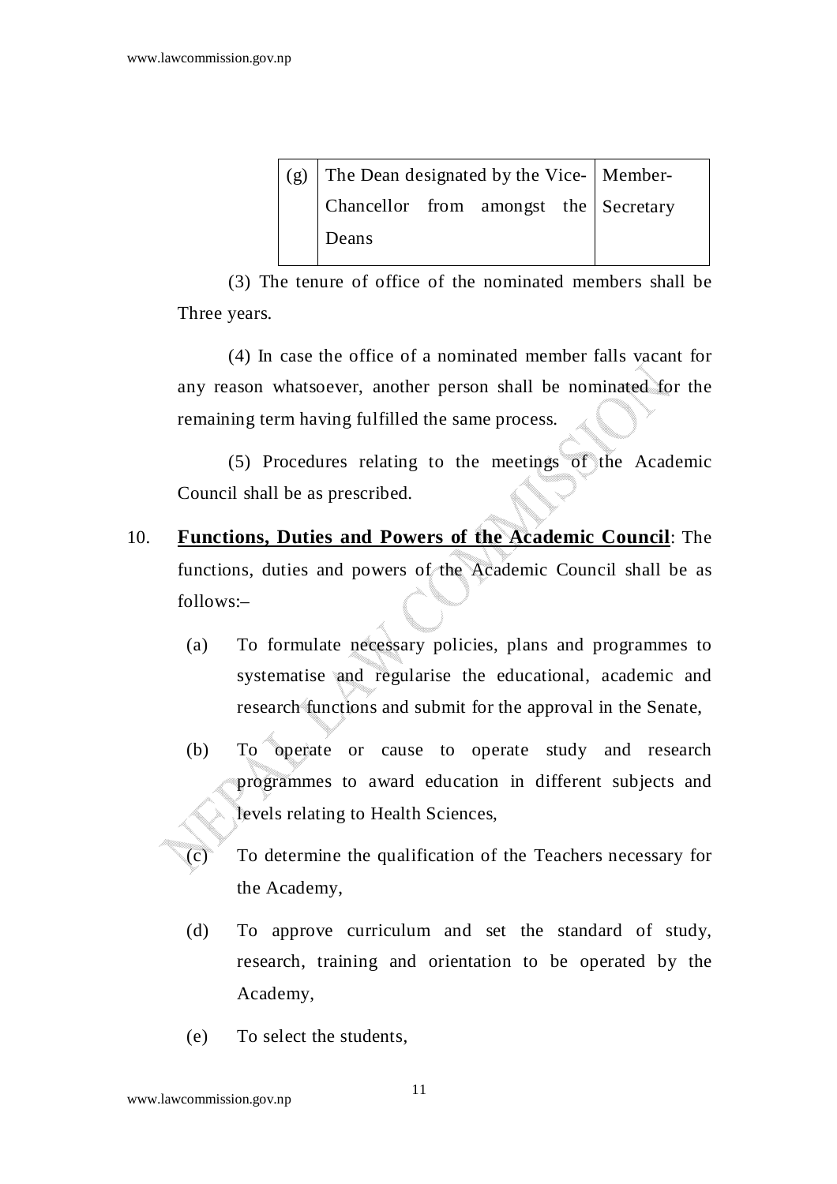| | | |
|---|---|---|
| (g) | The Dean designated by the Vice-Chancellor from amongst the Deans | Member-Secretary |

(3) The tenure of office of the nominated members shall be Three years.

(4) In case the office of a nominated member falls vacant for any reason whatsoever, another person shall be nominated for the remaining term having fulfilled the same process.

(5) Procedures relating to the meetings of the Academic Council shall be as prescribed.

10. **Functions, Duties and Powers of the Academic Council**: The functions, duties and powers of the Academic Council shall be as follows:–

(a) To formulate necessary policies, plans and programmes to systematise and regularise the educational, academic and research functions and submit for the approval in the Senate,

(b) To operate or cause to operate study and research programmes to award education in different subjects and levels relating to Health Sciences,

(c) To determine the qualification of the Teachers necessary for the Academy,

(d) To approve curriculum and set the standard of study, research, training and orientation to be operated by the Academy,

(e) To select the students,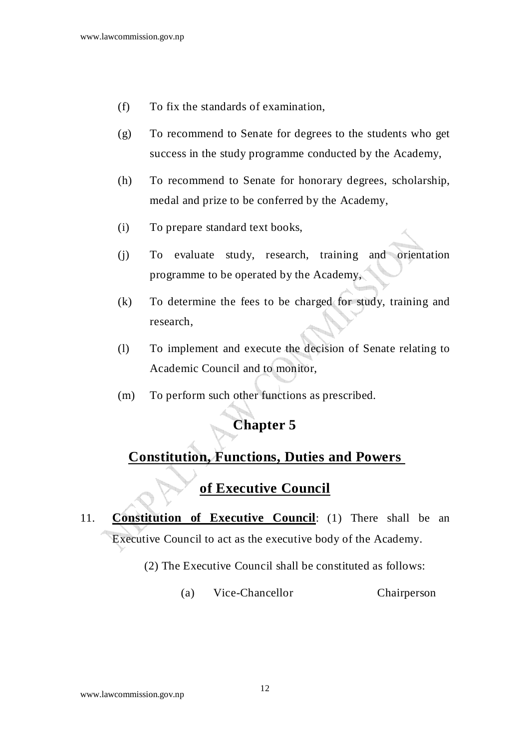(f) To fix the standards of examination,

(g) To recommend to Senate for degrees to the students who get success in the study programme conducted by the Academy,

(h) To recommend to Senate for honorary degrees, scholarship, medal and prize to be conferred by the Academy,

(i) To prepare standard text books,

(j) To evaluate study, research, training and orientation programme to be operated by the Academy,

(k) To determine the fees to be charged for study, training and research,

(l) To implement and execute the decision of Senate relating to Academic Council and to monitor,

(m) To perform such other functions as prescribed.

## Chapter 5

## Constitution, Functions, Duties and Powers of Executive Council

11. **Constitution of Executive Council**: (1) There shall be an Executive Council to act as the executive body of the Academy.

(2) The Executive Council shall be constituted as follows:

(a) Vice-Chancellor — Chairperson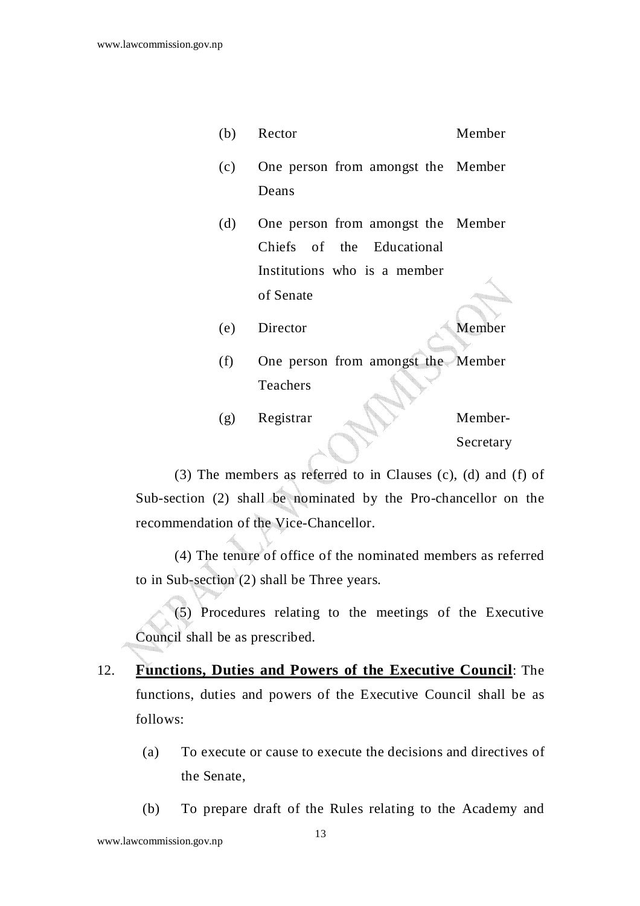| | | |
|---|---|---|
| (b) | Rector | Member |
| (c) | One person from amongst the Deans | Member |
| (d) | One person from amongst the Chiefs of the Educational Institutions who is a member of Senate | Member |
| (e) | Director | Member |
| (f) | One person from amongst the Teachers | Member |
| (g) | Registrar | Member-Secretary |

(3) The members as referred to in Clauses (c), (d) and (f) of Sub-section (2) shall be nominated by the Pro-chancellor on the recommendation of the Vice-Chancellor.

(4) The tenure of office of the nominated members as referred to in Sub-section (2) shall be Three years.

(5) Procedures relating to the meetings of the Executive Council shall be as prescribed.

12. **Functions, Duties and Powers of the Executive Council**: The functions, duties and powers of the Executive Council shall be as follows:

(a) To execute or cause to execute the decisions and directives of the Senate,

(b) To prepare draft of the Rules relating to the Academy and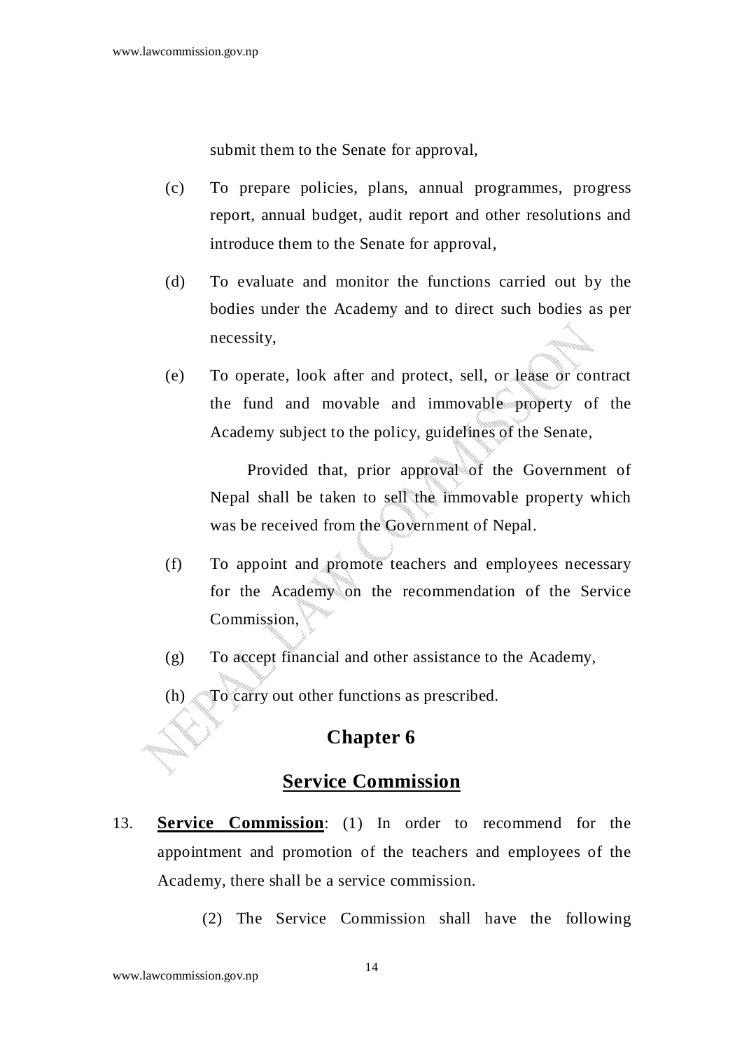submit them to the Senate for approval,

(c) To prepare policies, plans, annual programmes, progress report, annual budget, audit report and other resolutions and introduce them to the Senate for approval,

(d) To evaluate and monitor the functions carried out by the bodies under the Academy and to direct such bodies as per necessity,

(e) To operate, look after and protect, sell, or lease or contract the fund and movable and immovable property of the Academy subject to the policy, guidelines of the Senate,

Provided that, prior approval of the Government of Nepal shall be taken to sell the immovable property which was be received from the Government of Nepal.

(f) To appoint and promote teachers and employees necessary for the Academy on the recommendation of the Service Commission,

(g) To accept financial and other assistance to the Academy,

(h) To carry out other functions as prescribed.

## Chapter 6

## Service Commission

13. **Service Commission**: (1) In order to recommend for the appointment and promotion of the teachers and employees of the Academy, there shall be a service commission.

(2) The Service Commission shall have the following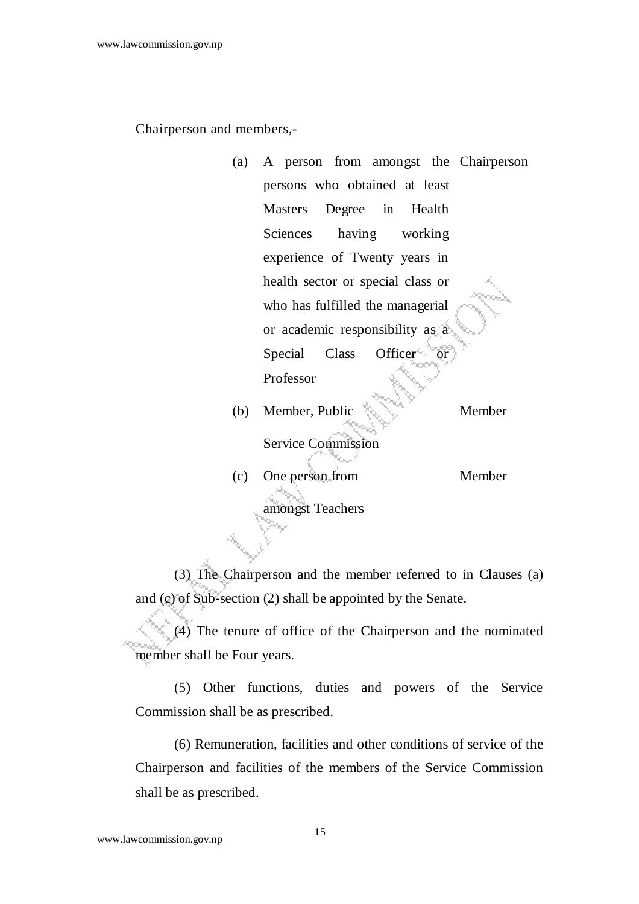Chairperson and members,-

| | | |
|---|---|---|
| (a) | A person from amongst the persons who obtained at least Masters Degree in Health Sciences having working experience of Twenty years in health sector or special class or who has fulfilled the managerial or academic responsibility as a Special Class Officer or Professor | Chairperson |
| (b) | Member, Public Service Commission | Member |
| (c) | One person from amongst Teachers | Member |

(3) The Chairperson and the member referred to in Clauses (a) and (c) of Sub-section (2) shall be appointed by the Senate.

(4) The tenure of office of the Chairperson and the nominated member shall be Four years.

(5) Other functions, duties and powers of the Service Commission shall be as prescribed.

(6) Remuneration, facilities and other conditions of service of the Chairperson and facilities of the members of the Service Commission shall be as prescribed.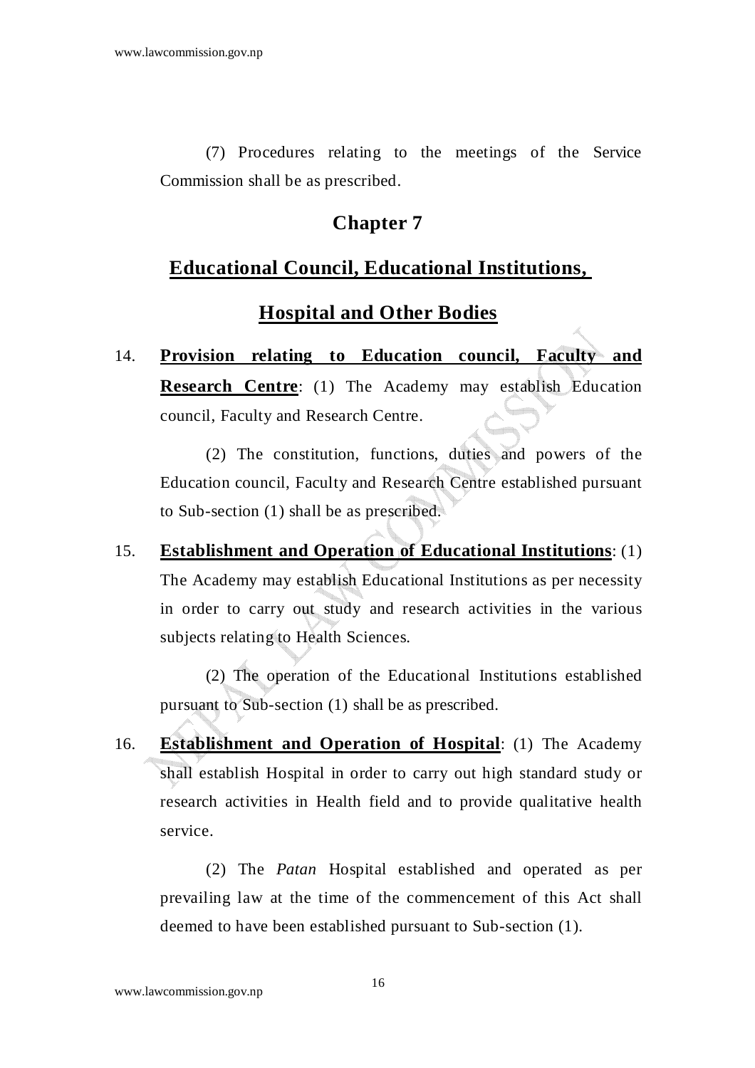(7) Procedures relating to the meetings of the Service Commission shall be as prescribed.

## Chapter 7

## Educational Council, Educational Institutions, Hospital and Other Bodies

14. **Provision relating to Education council, Faculty and Research Centre**: (1) The Academy may establish Education council, Faculty and Research Centre.

    (2) The constitution, functions, duties and powers of the Education council, Faculty and Research Centre established pursuant to Sub-section (1) shall be as prescribed.

15. **Establishment and Operation of Educational Institutions**: (1) The Academy may establish Educational Institutions as per necessity in order to carry out study and research activities in the various subjects relating to Health Sciences.

    (2) The operation of the Educational Institutions established pursuant to Sub-section (1) shall be as prescribed.

16. **Establishment and Operation of Hospital**: (1) The Academy shall establish Hospital in order to carry out high standard study or research activities in Health field and to provide qualitative health service.

    (2) The *Patan* Hospital established and operated as per prevailing law at the time of the commencement of this Act shall deemed to have been established pursuant to Sub-section (1).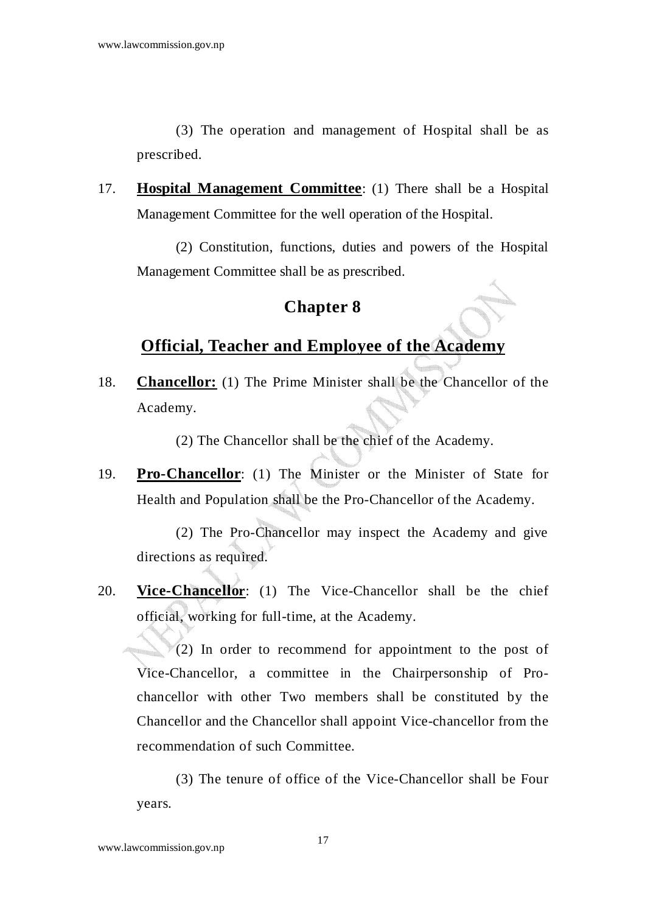(3) The operation and management of Hospital shall be as prescribed.

17. **Hospital Management Committee**: (1) There shall be a Hospital Management Committee for the well operation of the Hospital.

    (2) Constitution, functions, duties and powers of the Hospital Management Committee shall be as prescribed.

## Chapter 8

## Official, Teacher and Employee of the Academy

18. **Chancellor:** (1) The Prime Minister shall be the Chancellor of the Academy.

    (2) The Chancellor shall be the chief of the Academy.

19. **Pro-Chancellor**: (1) The Minister or the Minister of State for Health and Population shall be the Pro-Chancellor of the Academy.

    (2) The Pro-Chancellor may inspect the Academy and give directions as required.

20. **Vice-Chancellor**: (1) The Vice-Chancellor shall be the chief official, working for full-time, at the Academy.

    (2) In order to recommend for appointment to the post of Vice-Chancellor, a committee in the Chairpersonship of Pro-chancellor with other Two members shall be constituted by the Chancellor and the Chancellor shall appoint Vice-chancellor from the recommendation of such Committee.

    (3) The tenure of office of the Vice-Chancellor shall be Four years.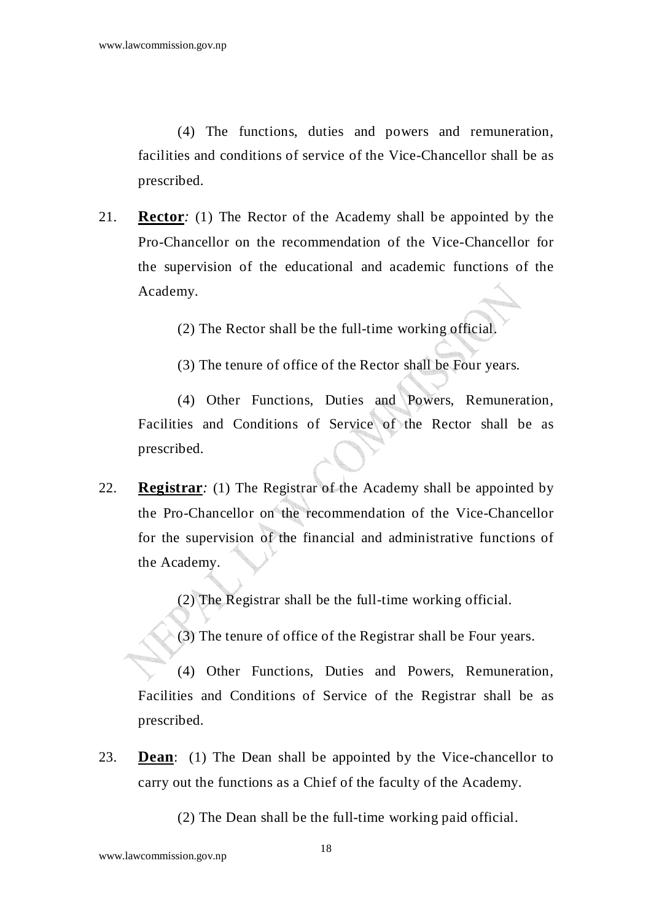(4) The functions, duties and powers and remuneration, facilities and conditions of service of the Vice-Chancellor shall be as prescribed.

21. **Rector***:* (1) The Rector of the Academy shall be appointed by the Pro-Chancellor on the recommendation of the Vice-Chancellor for the supervision of the educational and academic functions of the Academy.

(2) The Rector shall be the full-time working official.

(3) The tenure of office of the Rector shall be Four years.

(4) Other Functions, Duties and Powers, Remuneration, Facilities and Conditions of Service of the Rector shall be as prescribed.

22. **Registrar***:* (1) The Registrar of the Academy shall be appointed by the Pro-Chancellor on the recommendation of the Vice-Chancellor for the supervision of the financial and administrative functions of the Academy.

(2) The Registrar shall be the full-time working official.

(3) The tenure of office of the Registrar shall be Four years.

(4) Other Functions, Duties and Powers, Remuneration, Facilities and Conditions of Service of the Registrar shall be as prescribed.

23. **Dean**: (1) The Dean shall be appointed by the Vice-chancellor to carry out the functions as a Chief of the faculty of the Academy.

(2) The Dean shall be the full-time working paid official.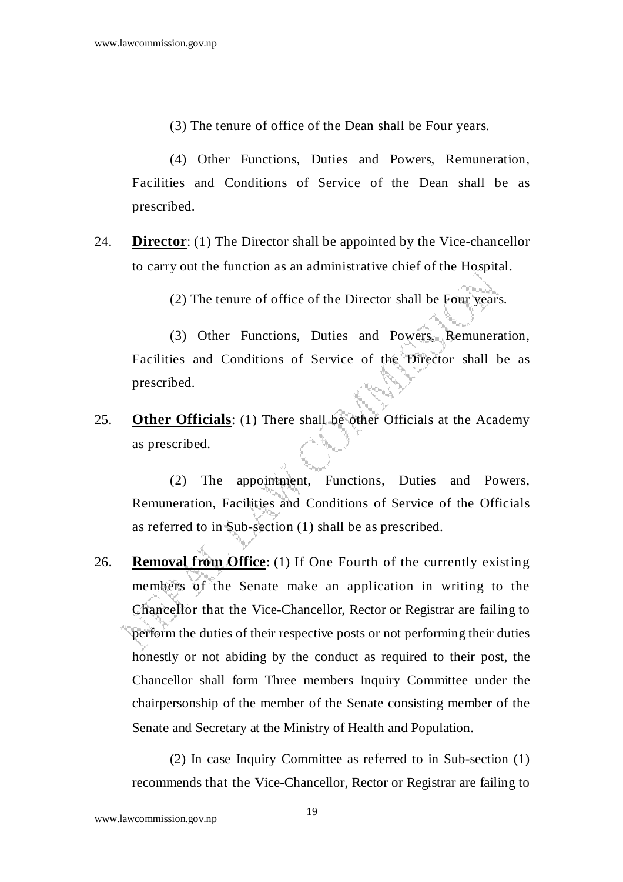(3) The tenure of office of the Dean shall be Four years.

(4) Other Functions, Duties and Powers, Remuneration, Facilities and Conditions of Service of the Dean shall be as prescribed.

24. **Director**: (1) The Director shall be appointed by the Vice-chancellor to carry out the function as an administrative chief of the Hospital.

(2) The tenure of office of the Director shall be Four years.

(3) Other Functions, Duties and Powers, Remuneration, Facilities and Conditions of Service of the Director shall be as prescribed.

25. **Other Officials**: (1) There shall be other Officials at the Academy as prescribed.

(2) The appointment, Functions, Duties and Powers, Remuneration, Facilities and Conditions of Service of the Officials as referred to in Sub-section (1) shall be as prescribed.

26. **Removal from Office**: (1) If One Fourth of the currently existing members of the Senate make an application in writing to the Chancellor that the Vice-Chancellor, Rector or Registrar are failing to perform the duties of their respective posts or not performing their duties honestly or not abiding by the conduct as required to their post, the Chancellor shall form Three members Inquiry Committee under the chairpersonship of the member of the Senate consisting member of the Senate and Secretary at the Ministry of Health and Population.

(2) In case Inquiry Committee as referred to in Sub-section (1) recommends that the Vice-Chancellor, Rector or Registrar are failing to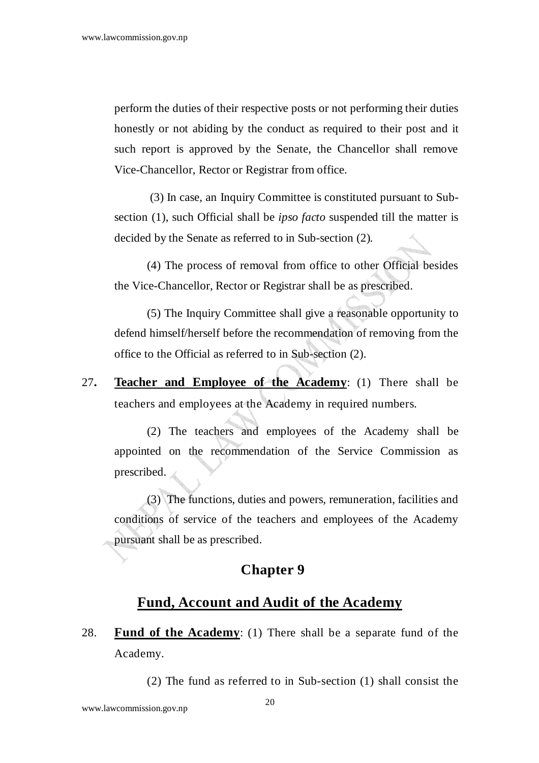perform the duties of their respective posts or not performing their duties honestly or not abiding by the conduct as required to their post and it such report is approved by the Senate, the Chancellor shall remove Vice-Chancellor, Rector or Registrar from office.

(3) In case, an Inquiry Committee is constituted pursuant to Sub-section (1), such Official shall be *ipso facto* suspended till the matter is decided by the Senate as referred to in Sub-section (2).

(4) The process of removal from office to other Official besides the Vice-Chancellor, Rector or Registrar shall be as prescribed.

(5) The Inquiry Committee shall give a reasonable opportunity to defend himself/herself before the recommendation of removing from the office to the Official as referred to in Sub-section (2).

27**.** **Teacher and Employee of the Academy**: (1) There shall be teachers and employees at the Academy in required numbers.

(2) The teachers and employees of the Academy shall be appointed on the recommendation of the Service Commission as prescribed.

(3) The functions, duties and powers, remuneration, facilities and conditions of service of the teachers and employees of the Academy pursuant shall be as prescribed.

## Chapter 9

## Fund, Account and Audit of the Academy

28. **Fund of the Academy**: (1) There shall be a separate fund of the Academy.

(2) The fund as referred to in Sub-section (1) shall consist the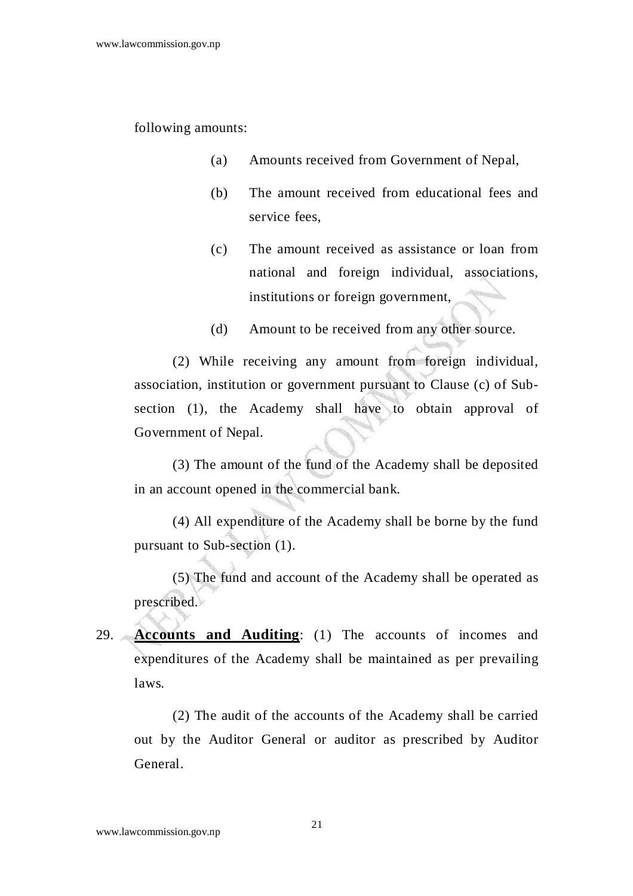following amounts:

(a) Amounts received from Government of Nepal,

(b) The amount received from educational fees and service fees,

(c) The amount received as assistance or loan from national and foreign individual, associations, institutions or foreign government,

(d) Amount to be received from any other source.

(2) While receiving any amount from foreign individual, association, institution or government pursuant to Clause (c) of Sub-section (1), the Academy shall have to obtain approval of Government of Nepal.

(3) The amount of the fund of the Academy shall be deposited in an account opened in the commercial bank.

(4) All expenditure of the Academy shall be borne by the fund pursuant to Sub-section (1).

(5) The fund and account of the Academy shall be operated as prescribed.

29. **Accounts and Auditing**: (1) The accounts of incomes and expenditures of the Academy shall be maintained as per prevailing laws.

(2) The audit of the accounts of the Academy shall be carried out by the Auditor General or auditor as prescribed by Auditor General.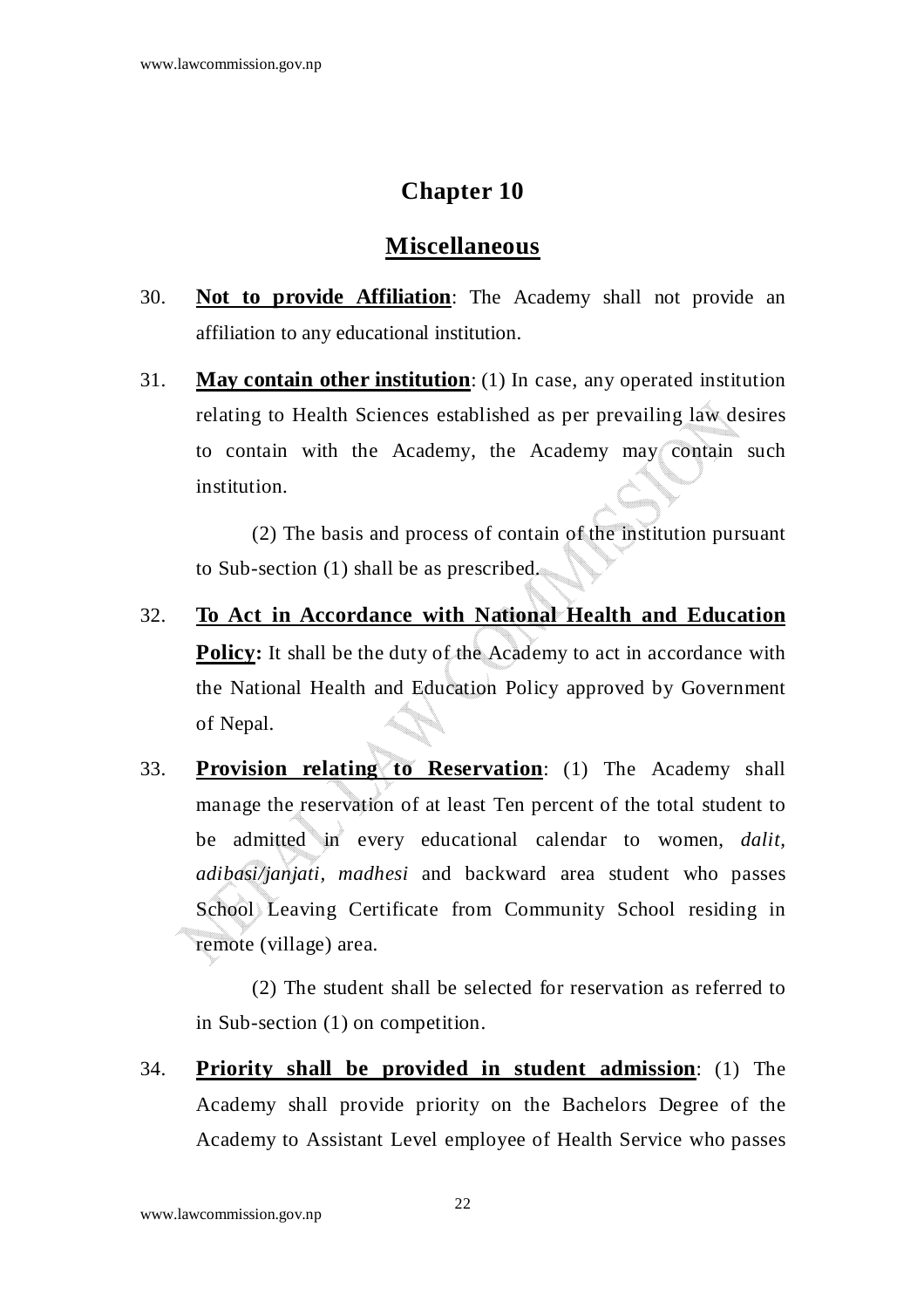# Chapter 10

## Miscellaneous

30. **Not to provide Affiliation**: The Academy shall not provide an affiliation to any educational institution.

31. **May contain other institution**: (1) In case, any operated institution relating to Health Sciences established as per prevailing law desires to contain with the Academy, the Academy may contain such institution.

    (2) The basis and process of contain of the institution pursuant to Sub-section (1) shall be as prescribed.

32. **To Act in Accordance with National Health and Education Policy:** It shall be the duty of the Academy to act in accordance with the National Health and Education Policy approved by Government of Nepal.

33. **Provision relating to Reservation**: (1) The Academy shall manage the reservation of at least Ten percent of the total student to be admitted in every educational calendar to women, *dalit, adibasi/janjati, madhesi* and backward area student who passes School Leaving Certificate from Community School residing in remote (village) area.

    (2) The student shall be selected for reservation as referred to in Sub-section (1) on competition.

34. **Priority shall be provided in student admission**: (1) The Academy shall provide priority on the Bachelors Degree of the Academy to Assistant Level employee of Health Service who passes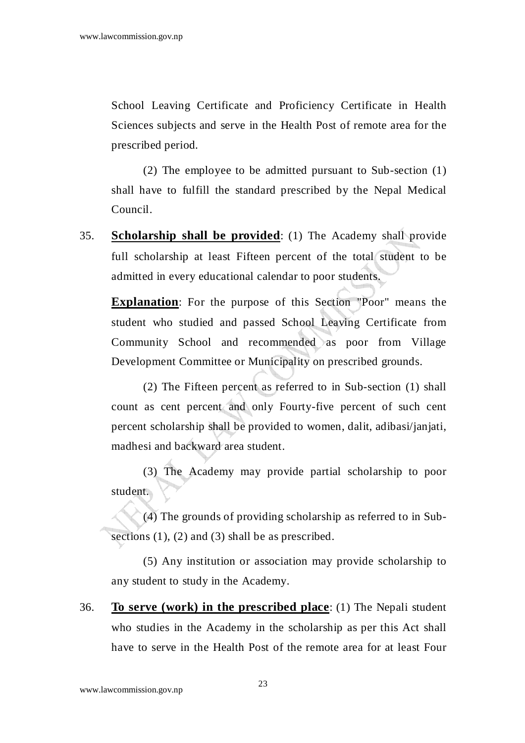School Leaving Certificate and Proficiency Certificate in Health Sciences subjects and serve in the Health Post of remote area for the prescribed period.

(2) The employee to be admitted pursuant to Sub-section (1) shall have to fulfill the standard prescribed by the Nepal Medical Council.

35. **Scholarship shall be provided**: (1) The Academy shall provide full scholarship at least Fifteen percent of the total student to be admitted in every educational calendar to poor students.

**Explanation**: For the purpose of this Section "Poor" means the student who studied and passed School Leaving Certificate from Community School and recommended as poor from Village Development Committee or Municipality on prescribed grounds.

(2) The Fifteen percent as referred to in Sub-section (1) shall count as cent percent and only Fourty-five percent of such cent percent scholarship shall be provided to women, dalit, adibasi/janjati, madhesi and backward area student.

(3) The Academy may provide partial scholarship to poor student.

(4) The grounds of providing scholarship as referred to in Sub-sections (1), (2) and (3) shall be as prescribed.

(5) Any institution or association may provide scholarship to any student to study in the Academy.

36. **To serve (work) in the prescribed place**: (1) The Nepali student who studies in the Academy in the scholarship as per this Act shall have to serve in the Health Post of the remote area for at least Four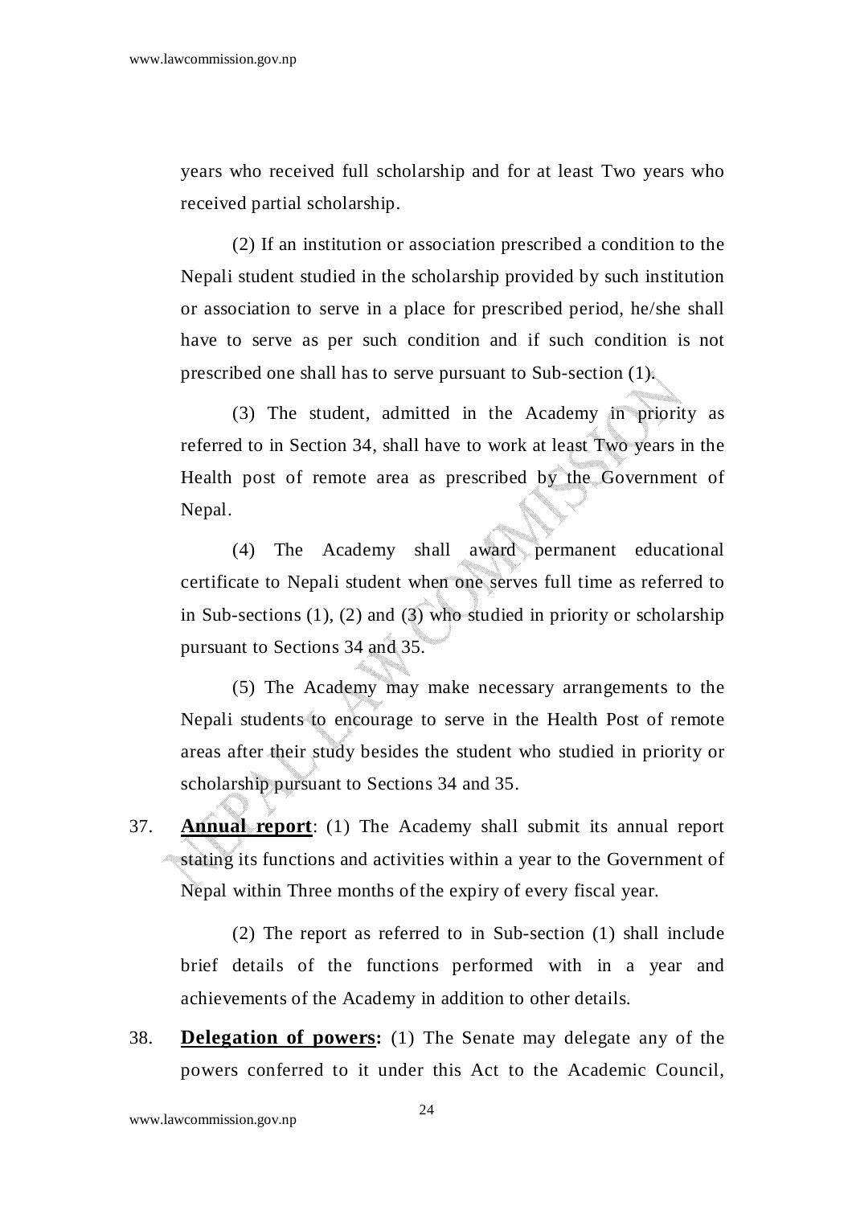years who received full scholarship and for at least Two years who received partial scholarship.

(2) If an institution or association prescribed a condition to the Nepali student studied in the scholarship provided by such institution or association to serve in a place for prescribed period, he/she shall have to serve as per such condition and if such condition is not prescribed one shall has to serve pursuant to Sub-section (1).

(3) The student, admitted in the Academy in priority as referred to in Section 34, shall have to work at least Two years in the Health post of remote area as prescribed by the Government of Nepal.

(4) The Academy shall award permanent educational certificate to Nepali student when one serves full time as referred to in Sub-sections (1), (2) and (3) who studied in priority or scholarship pursuant to Sections 34 and 35.

(5) The Academy may make necessary arrangements to the Nepali students to encourage to serve in the Health Post of remote areas after their study besides the student who studied in priority or scholarship pursuant to Sections 34 and 35.

37. **Annual report**: (1) The Academy shall submit its annual report stating its functions and activities within a year to the Government of Nepal within Three months of the expiry of every fiscal year.

(2) The report as referred to in Sub-section (1) shall include brief details of the functions performed with in a year and achievements of the Academy in addition to other details.

38. **Delegation of powers:** (1) The Senate may delegate any of the powers conferred to it under this Act to the Academic Council,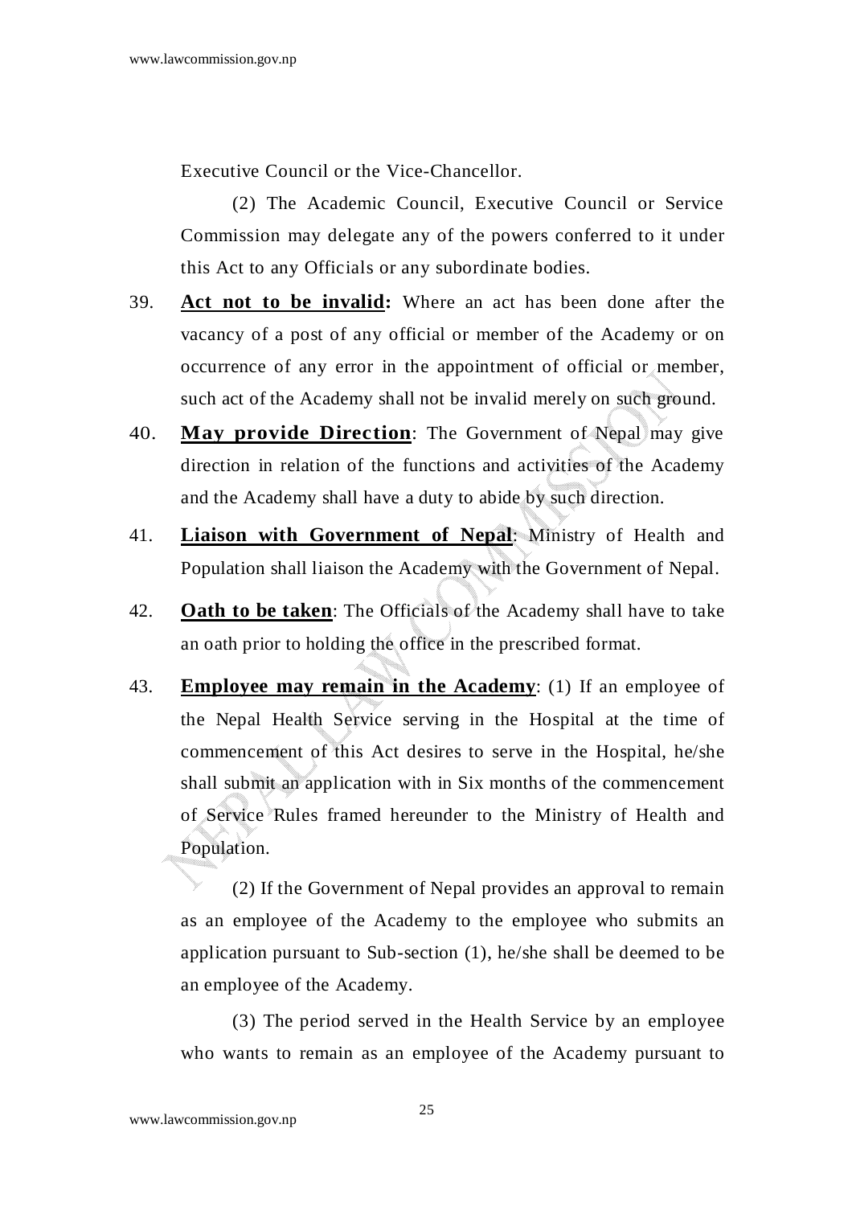Executive Council or the Vice-Chancellor.

(2) The Academic Council, Executive Council or Service Commission may delegate any of the powers conferred to it under this Act to any Officials or any subordinate bodies.

39. **Act not to be invalid:** Where an act has been done after the vacancy of a post of any official or member of the Academy or on occurrence of any error in the appointment of official or member, such act of the Academy shall not be invalid merely on such ground.

40. **May provide Direction**: The Government of Nepal may give direction in relation of the functions and activities of the Academy and the Academy shall have a duty to abide by such direction.

41. **Liaison with Government of Nepal**: Ministry of Health and Population shall liaison the Academy with the Government of Nepal.

42. **Oath to be taken**: The Officials of the Academy shall have to take an oath prior to holding the office in the prescribed format.

43. **Employee may remain in the Academy**: (1) If an employee of the Nepal Health Service serving in the Hospital at the time of commencement of this Act desires to serve in the Hospital, he/she shall submit an application with in Six months of the commencement of Service Rules framed hereunder to the Ministry of Health and Population.

(2) If the Government of Nepal provides an approval to remain as an employee of the Academy to the employee who submits an application pursuant to Sub-section (1), he/she shall be deemed to be an employee of the Academy.

(3) The period served in the Health Service by an employee who wants to remain as an employee of the Academy pursuant to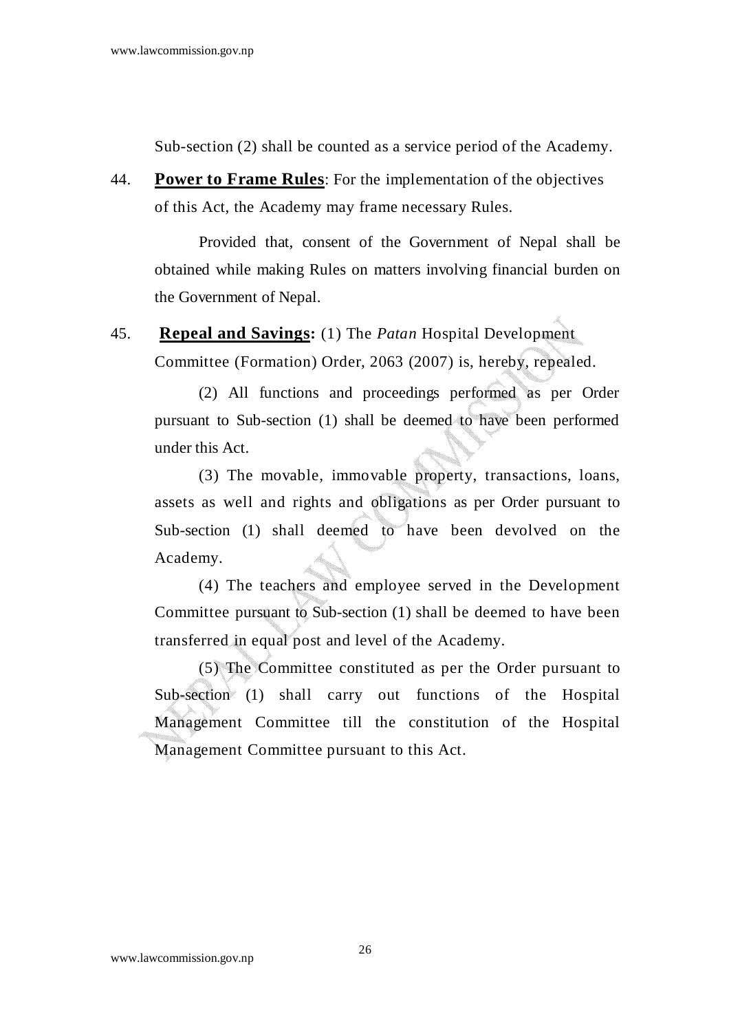Sub-section (2) shall be counted as a service period of the Academy.

44. **Power to Frame Rules**: For the implementation of the objectives of this Act, the Academy may frame necessary Rules.

Provided that, consent of the Government of Nepal shall be obtained while making Rules on matters involving financial burden on the Government of Nepal.

45. **Repeal and Savings:** (1) The *Patan* Hospital Development Committee (Formation) Order, 2063 (2007) is, hereby, repealed.

(2) All functions and proceedings performed as per Order pursuant to Sub-section (1) shall be deemed to have been performed under this Act.

(3) The movable, immovable property, transactions, loans, assets as well and rights and obligations as per Order pursuant to Sub-section (1) shall deemed to have been devolved on the Academy.

(4) The teachers and employee served in the Development Committee pursuant to Sub-section (1) shall be deemed to have been transferred in equal post and level of the Academy.

(5) The Committee constituted as per the Order pursuant to Sub-section (1) shall carry out functions of the Hospital Management Committee till the constitution of the Hospital Management Committee pursuant to this Act.